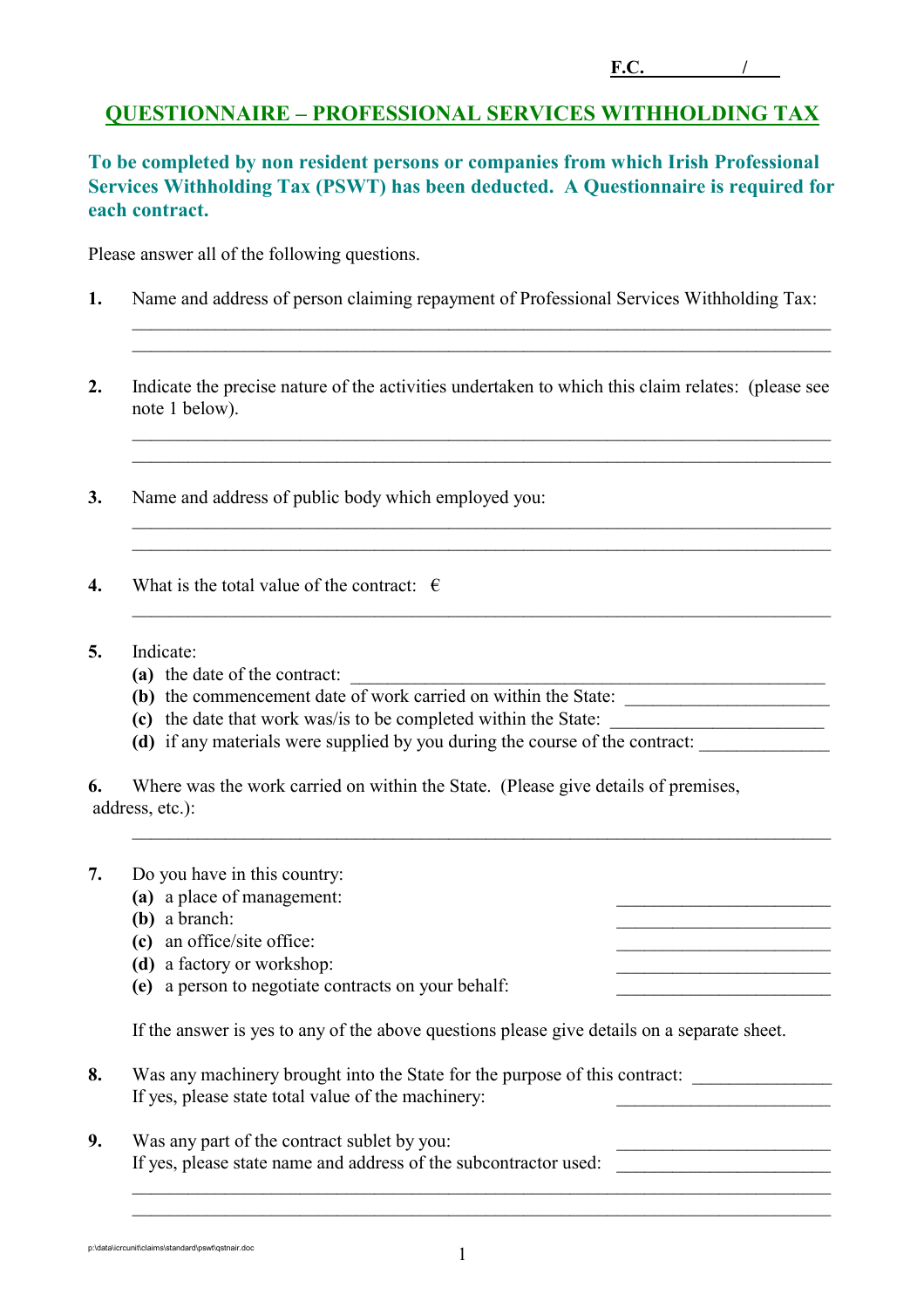**F.C. __________ / ____**

# QUESTIONNAIRE – PROFESSIONAL SERVICES WITHHOLDING TAX

**To be completed by non resident persons or companies from which Irish Professional Services Withholding Tax (PSWT) has been deducted. A Questionnaire is required for each contract.**

Please answer all of the following questions.

**1.** Name and address of person claiming repayment of Professional Services Withholding Tax:

___________________________________________________________________________

___________________________________________________________________________

**2.** Indicate the precise nature of the activities undertaken to which this claim relates: (please see note 1 below).

___________________________________________________________________________

___________________________________________________________________________

**3.** Name and address of public body which employed you:

___________________________________________________________________________

___________________________________________________________________________

**4.** What is the total value of the contract: €

___________________________________________________________________________

**5.** Indicate:

**(a)** the date of the contract: ______________________________________________

**(b)** the commencement date of work carried on within the State: ______________________

**(c)** the date that work was/is to be completed within the State: ______________________

**(d)** if any materials were supplied by you during the course of the contract: ______________

**6.** Where was the work carried on within the State. (Please give details of premises, address, etc.):

___________________________________________________________________________

**7.** Do you have in this country:

**(a)** a place of management: ______________________

**(b)** a branch: ______________________

**(c)** an office/site office: ______________________

**(d)** a factory or workshop: ______________________

**(e)** a person to negotiate contracts on your behalf: ______________________

If the answer is yes to any of the above questions please give details on a separate sheet.

**8.** Was any machinery brought into the State for the purpose of this contract: ______________

If yes, please state total value of the machinery: ______________________

**9.** Was any part of the contract sublet by you: ______________________

If yes, please state name and address of the subcontractor used: ______________________

___________________________________________________________________________

___________________________________________________________________________

p:\data\icrcunit\claims\standard\pswt\qstnair.doc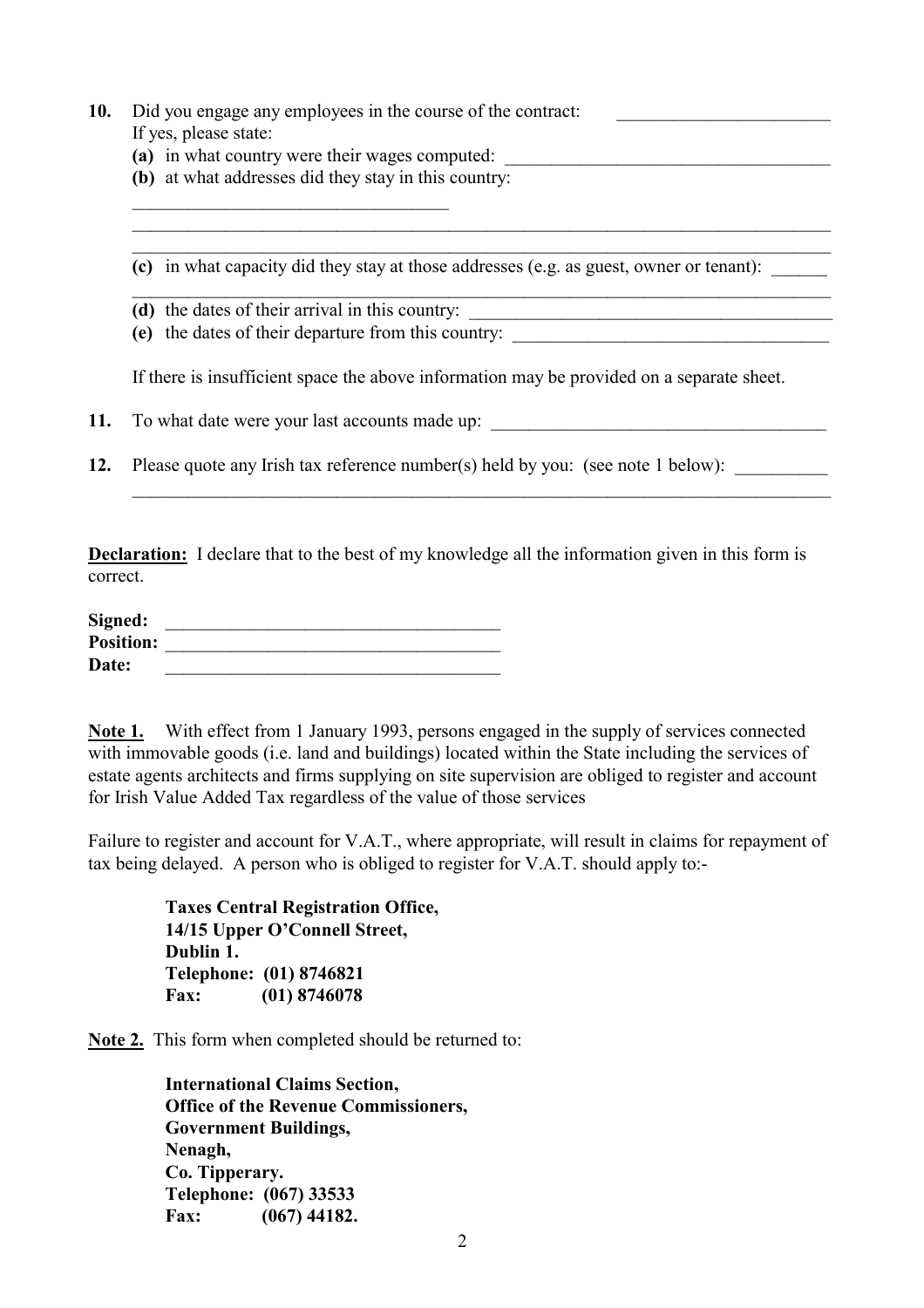**10.** Did you engage any employees in the course of the contract: \_\_\_\_\_\_\_\_\_\_\_\_\_\_\_\_\_\_\_\_\_\_\_

If yes, please state:

**(a)** in what country were their wages computed: \_\_\_\_\_\_\_\_\_\_\_\_\_\_\_\_\_\_\_\_\_\_\_\_\_\_\_\_\_\_\_\_\_\_\_

**(b)** at what addresses did they stay in this country:

\_\_\_\_\_\_\_\_\_\_\_\_\_\_\_\_\_\_\_\_\_\_\_\_\_\_\_\_\_\_\_\_\_\_

\_\_\_\_\_\_\_\_\_\_\_\_\_\_\_\_\_\_\_\_\_\_\_\_\_\_\_\_\_\_\_\_\_\_\_\_\_\_\_\_\_\_\_\_\_\_\_\_\_\_\_\_\_\_\_\_\_\_\_\_\_\_\_\_\_\_\_\_\_\_\_\_\_\_\_\_

\_\_\_\_\_\_\_\_\_\_\_\_\_\_\_\_\_\_\_\_\_\_\_\_\_\_\_\_\_\_\_\_\_\_\_\_\_\_\_\_\_\_\_\_\_\_\_\_\_\_\_\_\_\_\_\_\_\_\_\_\_\_\_\_\_\_\_\_\_\_\_\_\_\_\_\_

**(c)** in what capacity did they stay at those addresses (e.g. as guest, owner or tenant): \_\_\_\_\_\_

\_\_\_\_\_\_\_\_\_\_\_\_\_\_\_\_\_\_\_\_\_\_\_\_\_\_\_\_\_\_\_\_\_\_\_\_\_\_\_\_\_\_\_\_\_\_\_\_\_\_\_\_\_\_\_\_\_\_\_\_\_\_\_\_\_\_\_\_\_\_\_\_\_\_\_\_

**(d)** the dates of their arrival in this country: \_\_\_\_\_\_\_\_\_\_\_\_\_\_\_\_\_\_\_\_\_\_\_\_\_\_\_\_\_\_\_\_\_\_\_\_\_\_\_\_

**(e)** the dates of their departure from this country: \_\_\_\_\_\_\_\_\_\_\_\_\_\_\_\_\_\_\_\_\_\_\_\_\_\_\_\_\_\_\_\_\_\_\_

If there is insufficient space the above information may be provided on a separate sheet.

**11.** To what date were your last accounts made up: \_\_\_\_\_\_\_\_\_\_\_\_\_\_\_\_\_\_\_\_\_\_\_\_\_\_\_\_\_\_\_\_\_\_\_\_\_

**12.** Please quote any Irish tax reference number(s) held by you: (see note 1 below): \_\_\_\_\_\_\_\_\_\_

\_\_\_\_\_\_\_\_\_\_\_\_\_\_\_\_\_\_\_\_\_\_\_\_\_\_\_\_\_\_\_\_\_\_\_\_\_\_\_\_\_\_\_\_\_\_\_\_\_\_\_\_\_\_\_\_\_\_\_\_\_\_\_\_\_\_\_\_\_\_\_\_\_\_\_\_

**Declaration:** I declare that to the best of my knowledge all the information given in this form is correct.

**Signed:** \_\_\_\_\_\_\_\_\_\_\_\_\_\_\_\_\_\_\_\_\_\_\_\_\_\_\_\_\_\_\_\_\_\_\_\_

**Position:** \_\_\_\_\_\_\_\_\_\_\_\_\_\_\_\_\_\_\_\_\_\_\_\_\_\_\_\_\_\_\_\_\_\_\_\_

**Date:** \_\_\_\_\_\_\_\_\_\_\_\_\_\_\_\_\_\_\_\_\_\_\_\_\_\_\_\_\_\_\_\_\_\_\_\_

**Note 1.** With effect from 1 January 1993, persons engaged in the supply of services connected with immovable goods (i.e. land and buildings) located within the State including the services of estate agents architects and firms supplying on site supervision are obliged to register and account for Irish Value Added Tax regardless of the value of those services

Failure to register and account for V.A.T., where appropriate, will result in claims for repayment of tax being delayed. A person who is obliged to register for V.A.T. should apply to:-

**Taxes Central Registration Office,**
**14/15 Upper O'Connell Street,**
**Dublin 1.**
**Telephone: (01) 8746821**
**Fax: (01) 8746078**

**Note 2.** This form when completed should be returned to:

**International Claims Section,**
**Office of the Revenue Commissioners,**
**Government Buildings,**
**Nenagh,**
**Co. Tipperary.**
**Telephone: (067) 33533**
**Fax: (067) 44182.**